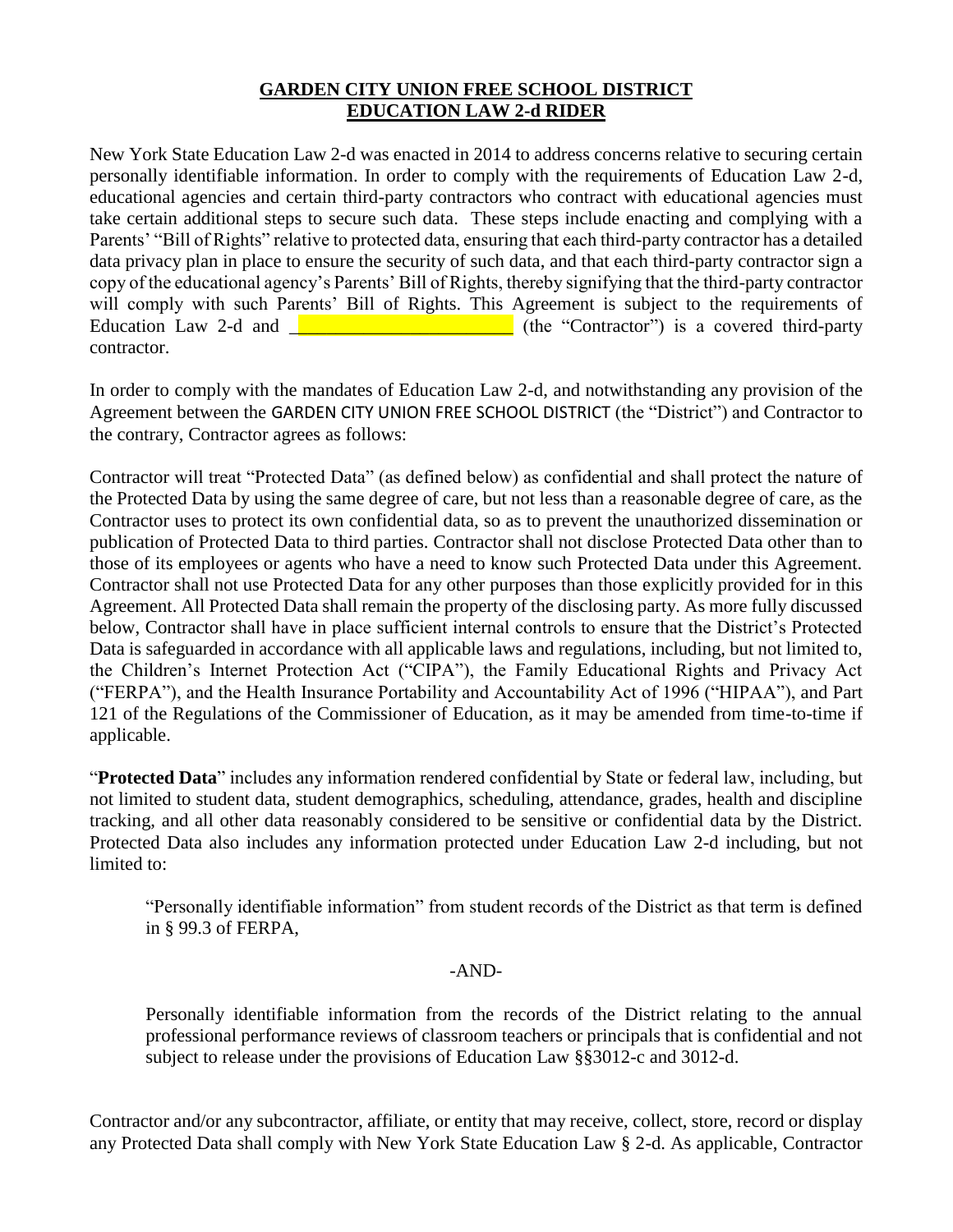# GARDEN CITY UNION FREE SCHOOL DISTRICT
## EDUCATION LAW 2-d RIDER

New York State Education Law 2-d was enacted in 2014 to address concerns relative to securing certain personally identifiable information. In order to comply with the requirements of Education Law 2-d, educational agencies and certain third-party contractors who contract with educational agencies must take certain additional steps to secure such data. These steps include enacting and complying with a Parents' "Bill of Rights" relative to protected data, ensuring that each third-party contractor has a detailed data privacy plan in place to ensure the security of such data, and that each third-party contractor sign a copy of the educational agency's Parents' Bill of Rights, thereby signifying that the third-party contractor will comply with such Parents' Bill of Rights. This Agreement is subject to the requirements of Education Law 2-d and _______________________ (the "Contractor") is a covered third-party contractor.

In order to comply with the mandates of Education Law 2-d, and notwithstanding any provision of the Agreement between the GARDEN CITY UNION FREE SCHOOL DISTRICT (the "District") and Contractor to the contrary, Contractor agrees as follows:

Contractor will treat "Protected Data" (as defined below) as confidential and shall protect the nature of the Protected Data by using the same degree of care, but not less than a reasonable degree of care, as the Contractor uses to protect its own confidential data, so as to prevent the unauthorized dissemination or publication of Protected Data to third parties. Contractor shall not disclose Protected Data other than to those of its employees or agents who have a need to know such Protected Data under this Agreement. Contractor shall not use Protected Data for any other purposes than those explicitly provided for in this Agreement. All Protected Data shall remain the property of the disclosing party. As more fully discussed below, Contractor shall have in place sufficient internal controls to ensure that the District's Protected Data is safeguarded in accordance with all applicable laws and regulations, including, but not limited to, the Children's Internet Protection Act ("CIPA"), the Family Educational Rights and Privacy Act ("FERPA"), and the Health Insurance Portability and Accountability Act of 1996 ("HIPAA"), and Part 121 of the Regulations of the Commissioner of Education, as it may be amended from time-to-time if applicable.

"**Protected Data**" includes any information rendered confidential by State or federal law, including, but not limited to student data, student demographics, scheduling, attendance, grades, health and discipline tracking, and all other data reasonably considered to be sensitive or confidential data by the District. Protected Data also includes any information protected under Education Law 2-d including, but not limited to:

> "Personally identifiable information" from student records of the District as that term is defined in § 99.3 of FERPA,
>
> -AND-
>
> Personally identifiable information from the records of the District relating to the annual professional performance reviews of classroom teachers or principals that is confidential and not subject to release under the provisions of Education Law §§3012-c and 3012-d.

Contractor and/or any subcontractor, affiliate, or entity that may receive, collect, store, record or display any Protected Data shall comply with New York State Education Law § 2-d. As applicable, Contractor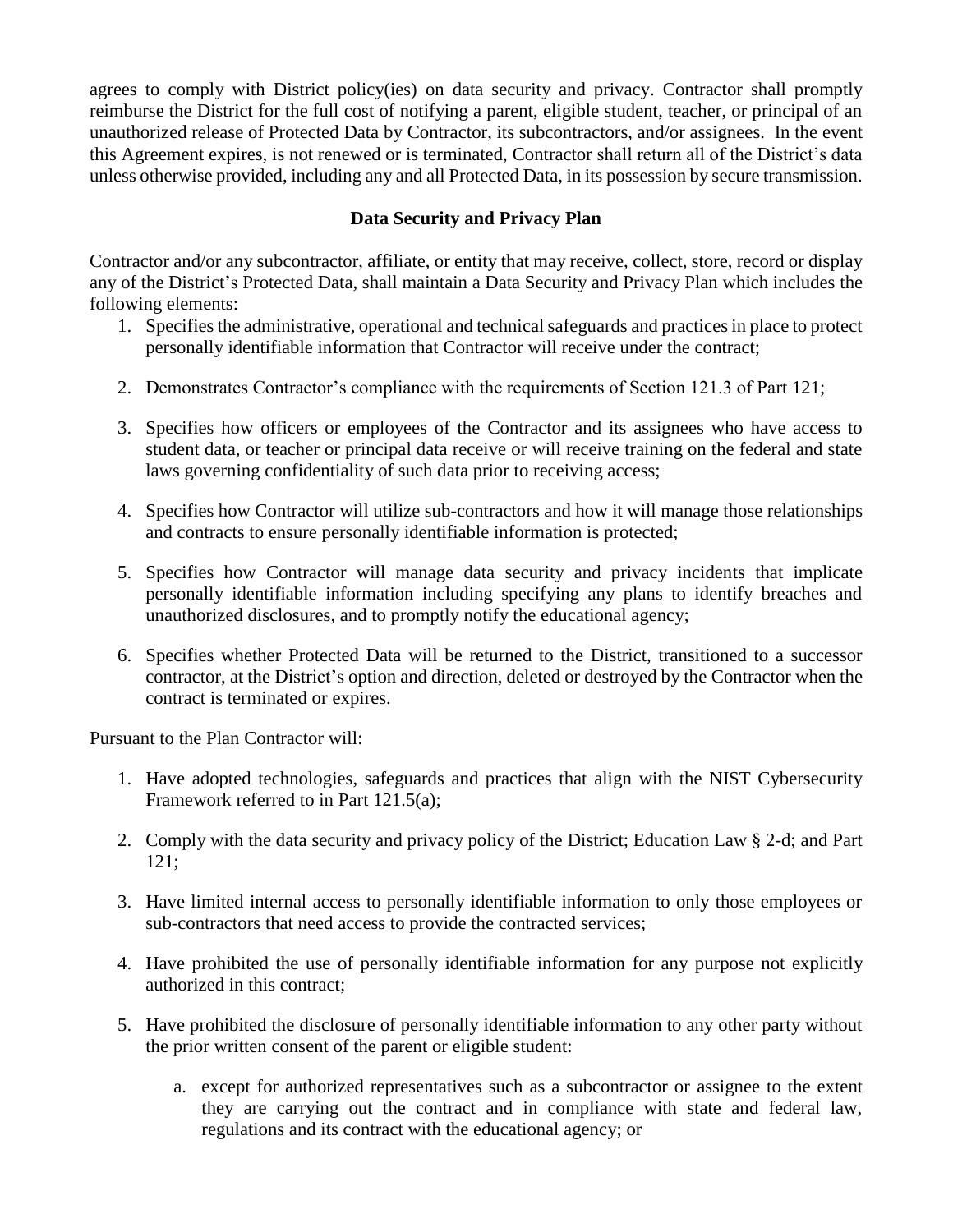agrees to comply with District policy(ies) on data security and privacy. Contractor shall promptly reimburse the District for the full cost of notifying a parent, eligible student, teacher, or principal of an unauthorized release of Protected Data by Contractor, its subcontractors, and/or assignees. In the event this Agreement expires, is not renewed or is terminated, Contractor shall return all of the District's data unless otherwise provided, including any and all Protected Data, in its possession by secure transmission.

## Data Security and Privacy Plan

Contractor and/or any subcontractor, affiliate, or entity that may receive, collect, store, record or display any of the District's Protected Data, shall maintain a Data Security and Privacy Plan which includes the following elements:

1. Specifies the administrative, operational and technical safeguards and practices in place to protect personally identifiable information that Contractor will receive under the contract;

2. Demonstrates Contractor's compliance with the requirements of Section 121.3 of Part 121;

3. Specifies how officers or employees of the Contractor and its assignees who have access to student data, or teacher or principal data receive or will receive training on the federal and state laws governing confidentiality of such data prior to receiving access;

4. Specifies how Contractor will utilize sub-contractors and how it will manage those relationships and contracts to ensure personally identifiable information is protected;

5. Specifies how Contractor will manage data security and privacy incidents that implicate personally identifiable information including specifying any plans to identify breaches and unauthorized disclosures, and to promptly notify the educational agency;

6. Specifies whether Protected Data will be returned to the District, transitioned to a successor contractor, at the District's option and direction, deleted or destroyed by the Contractor when the contract is terminated or expires.

Pursuant to the Plan Contractor will:

1. Have adopted technologies, safeguards and practices that align with the NIST Cybersecurity Framework referred to in Part 121.5(a);

2. Comply with the data security and privacy policy of the District; Education Law § 2-d; and Part 121;

3. Have limited internal access to personally identifiable information to only those employees or sub-contractors that need access to provide the contracted services;

4. Have prohibited the use of personally identifiable information for any purpose not explicitly authorized in this contract;

5. Have prohibited the disclosure of personally identifiable information to any other party without the prior written consent of the parent or eligible student:

    a. except for authorized representatives such as a subcontractor or assignee to the extent they are carrying out the contract and in compliance with state and federal law, regulations and its contract with the educational agency; or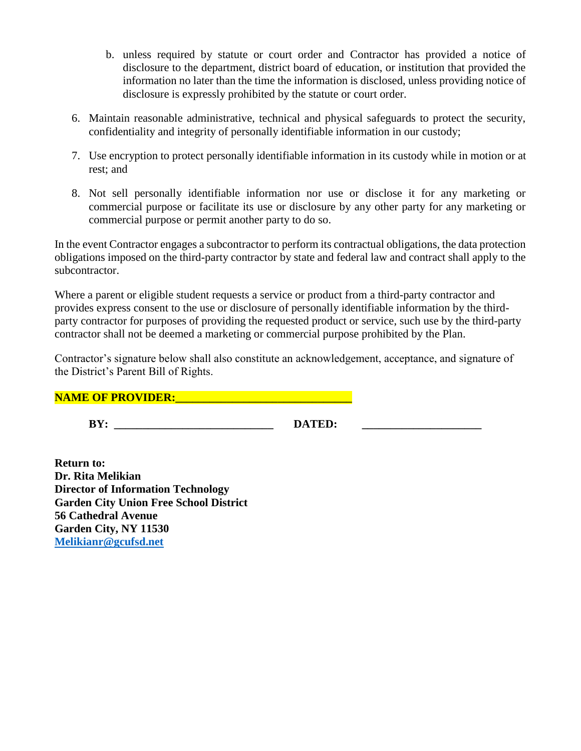b. unless required by statute or court order and Contractor has provided a notice of disclosure to the department, district board of education, or institution that provided the information no later than the time the information is disclosed, unless providing notice of disclosure is expressly prohibited by the statute or court order.

6. Maintain reasonable administrative, technical and physical safeguards to protect the security, confidentiality and integrity of personally identifiable information in our custody;

7. Use encryption to protect personally identifiable information in its custody while in motion or at rest; and

8. Not sell personally identifiable information nor use or disclose it for any marketing or commercial purpose or facilitate its use or disclosure by any other party for any marketing or commercial purpose or permit another party to do so.

In the event Contractor engages a subcontractor to perform its contractual obligations, the data protection obligations imposed on the third-party contractor by state and federal law and contract shall apply to the subcontractor.

Where a parent or eligible student requests a service or product from a third-party contractor and provides express consent to the use or disclosure of personally identifiable information by the third-party contractor for purposes of providing the requested product or service, such use by the third-party contractor shall not be deemed a marketing or commercial purpose prohibited by the Plan.

Contractor's signature below shall also constitute an acknowledgement, acceptance, and signature of the District's Parent Bill of Rights.

**NAME OF PROVIDER:______________________________**

**BY: ____________________________ DATED: ____________________**

**Return to:**
**Dr. Rita Melikian**
**Director of Information Technology**
**Garden City Union Free School District**
**56 Cathedral Avenue**
**Garden City, NY 11530**
**Melikianr@gcufsd.net**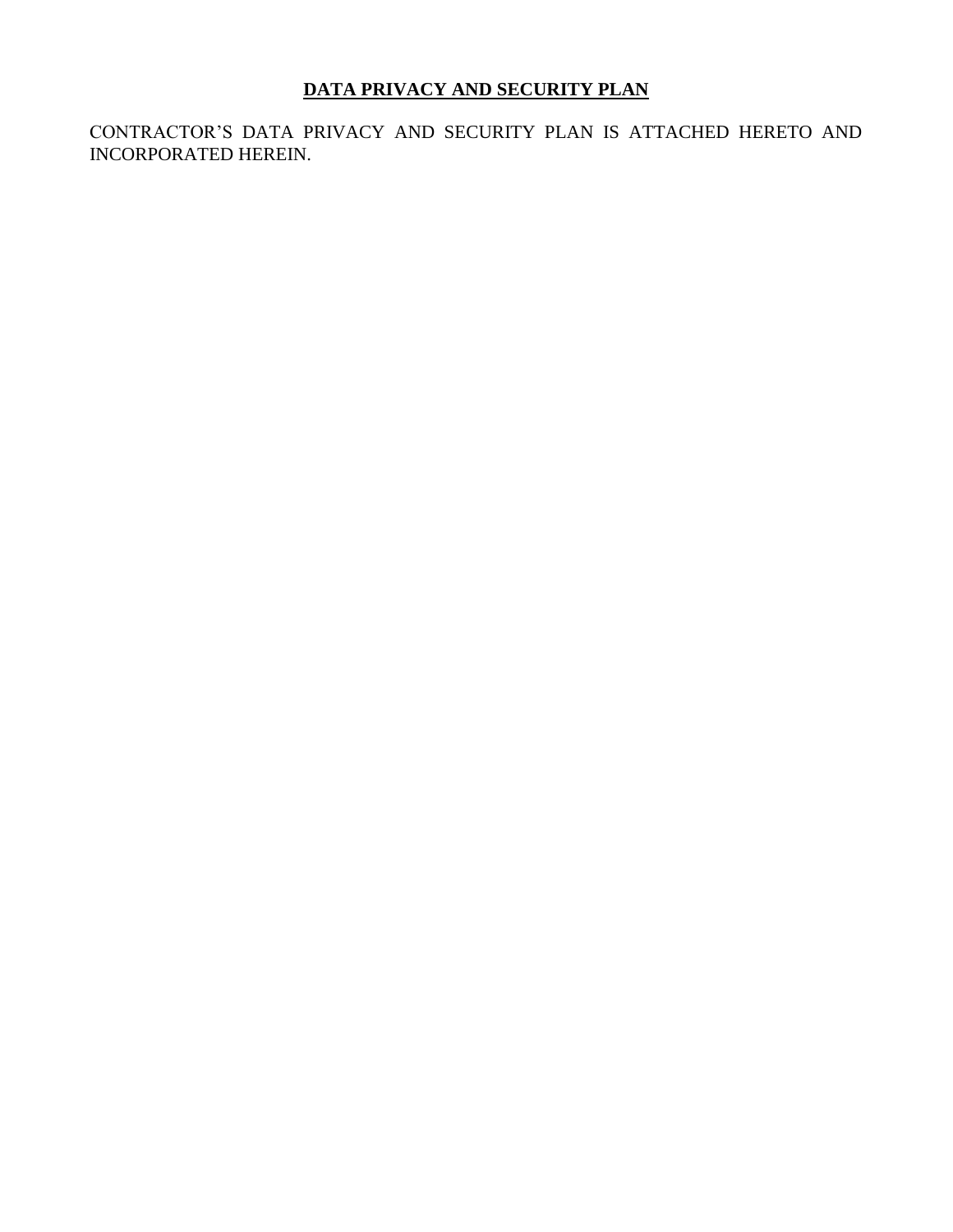# **DATA PRIVACY AND SECURITY PLAN**

CONTRACTOR'S DATA PRIVACY AND SECURITY PLAN IS ATTACHED HERETO AND INCORPORATED HEREIN.